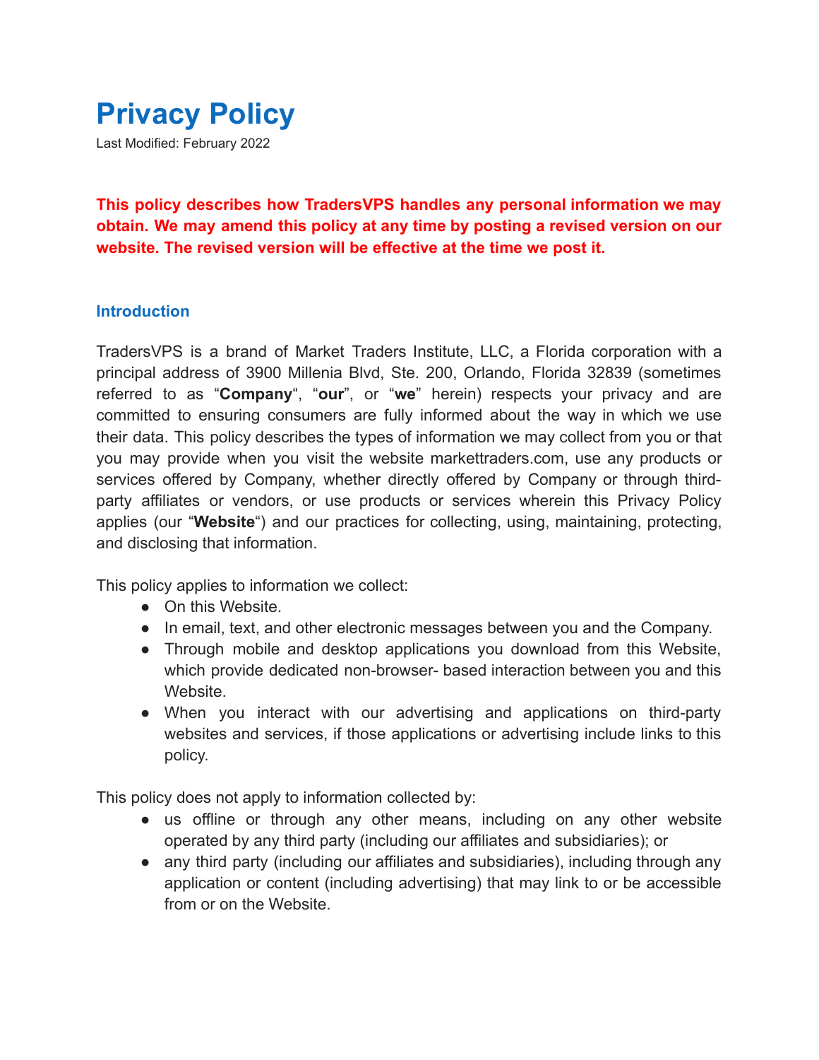# Privacy Policy

Last Modified: February 2022

**This policy describes how TradersVPS handles any personal information we may obtain. We may amend this policy at any time by posting a revised version on our website. The revised version will be effective at the time we post it.**

### Introduction

TradersVPS is a brand of Market Traders Institute, LLC, a Florida corporation with a principal address of 3900 Millenia Blvd, Ste. 200, Orlando, Florida 32839 (sometimes referred to as "**Company**", "**our**", or "**we**" herein) respects your privacy and are committed to ensuring consumers are fully informed about the way in which we use their data. This policy describes the types of information we may collect from you or that you may provide when you visit the website markettraders.com, use any products or services offered by Company, whether directly offered by Company or through third-party affiliates or vendors, or use products or services wherein this Privacy Policy applies (our "**Website**") and our practices for collecting, using, maintaining, protecting, and disclosing that information.

This policy applies to information we collect:

- On this Website.
- In email, text, and other electronic messages between you and the Company.
- Through mobile and desktop applications you download from this Website, which provide dedicated non-browser- based interaction between you and this Website.
- When you interact with our advertising and applications on third-party websites and services, if those applications or advertising include links to this policy.

This policy does not apply to information collected by:

- us offline or through any other means, including on any other website operated by any third party (including our affiliates and subsidiaries); or
- any third party (including our affiliates and subsidiaries), including through any application or content (including advertising) that may link to or be accessible from or on the Website.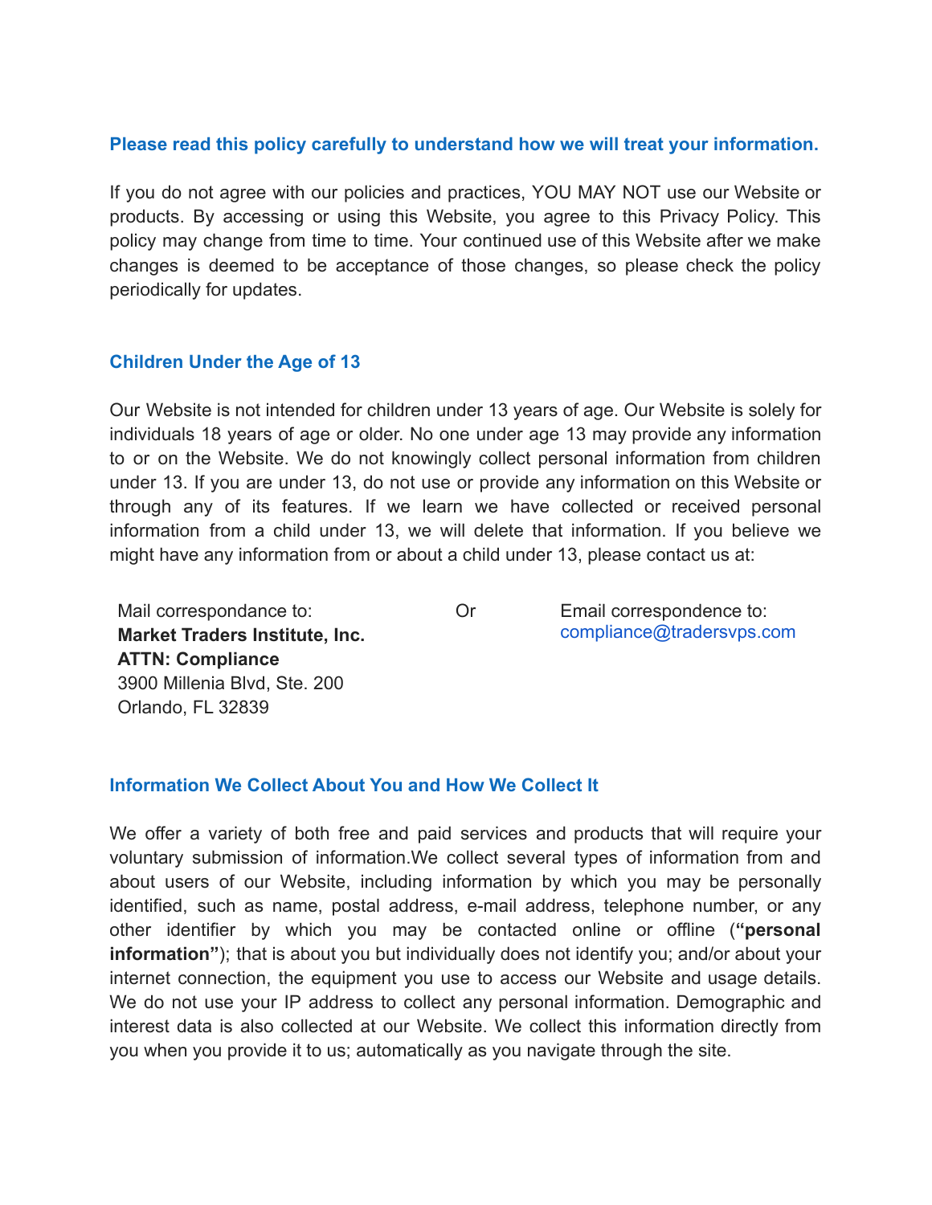## Please read this policy carefully to understand how we will treat your information.

If you do not agree with our policies and practices, YOU MAY NOT use our Website or products. By accessing or using this Website, you agree to this Privacy Policy. This policy may change from time to time. Your continued use of this Website after we make changes is deemed to be acceptance of those changes, so please check the policy periodically for updates.

## Children Under the Age of 13

Our Website is not intended for children under 13 years of age. Our Website is solely for individuals 18 years of age or older. No one under age 13 may provide any information to or on the Website. We do not knowingly collect personal information from children under 13. If you are under 13, do not use or provide any information on this Website or through any of its features. If we learn we have collected or received personal information from a child under 13, we will delete that information. If you believe we might have any information from or about a child under 13, please contact us at:

Mail correspondance to:
**Market Traders Institute, Inc.**
**ATTN: Compliance**
3900 Millenia Blvd, Ste. 200
Orlando, FL 32839

Or

Email correspondence to:
compliance@tradersvps.com

## Information We Collect About You and How We Collect It

We offer a variety of both free and paid services and products that will require your voluntary submission of information.We collect several types of information from and about users of our Website, including information by which you may be personally identified, such as name, postal address, e-mail address, telephone number, or any other identifier by which you may be contacted online or offline (**"personal information"**); that is about you but individually does not identify you; and/or about your internet connection, the equipment you use to access our Website and usage details. We do not use your IP address to collect any personal information. Demographic and interest data is also collected at our Website. We collect this information directly from you when you provide it to us; automatically as you navigate through the site.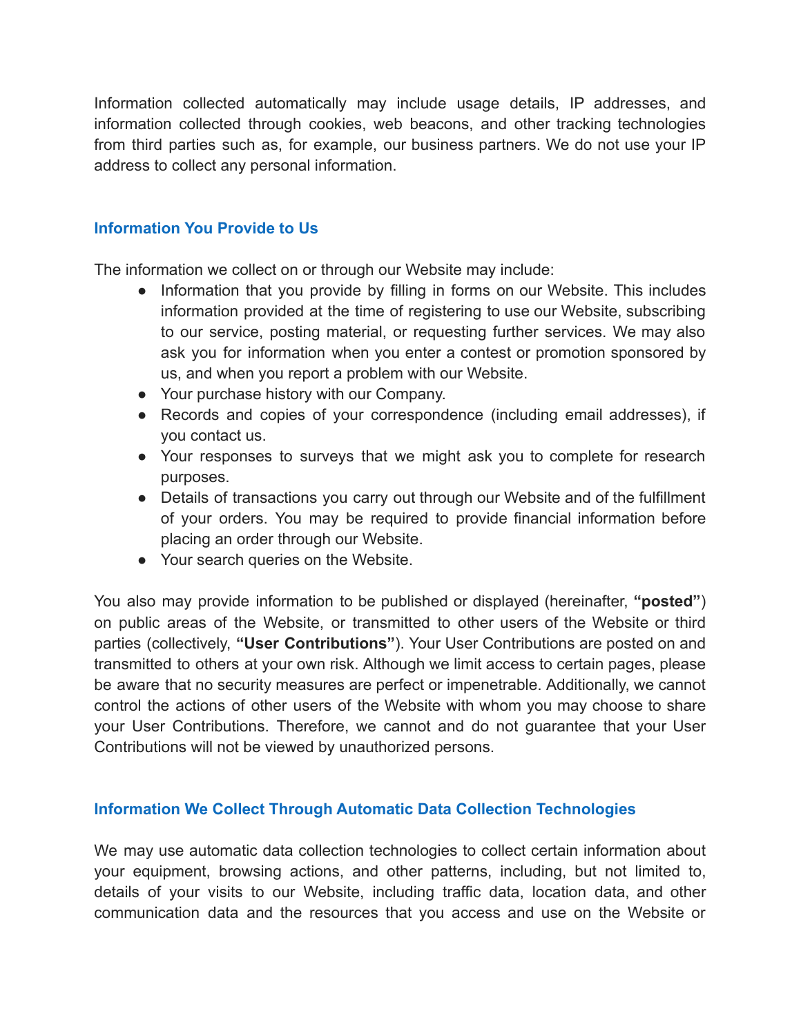Information collected automatically may include usage details, IP addresses, and information collected through cookies, web beacons, and other tracking technologies from third parties such as, for example, our business partners. We do not use your IP address to collect any personal information.

### Information You Provide to Us

The information we collect on or through our Website may include:

- Information that you provide by filling in forms on our Website. This includes information provided at the time of registering to use our Website, subscribing to our service, posting material, or requesting further services. We may also ask you for information when you enter a contest or promotion sponsored by us, and when you report a problem with our Website.
- Your purchase history with our Company.
- Records and copies of your correspondence (including email addresses), if you contact us.
- Your responses to surveys that we might ask you to complete for research purposes.
- Details of transactions you carry out through our Website and of the fulfillment of your orders. You may be required to provide financial information before placing an order through our Website.
- Your search queries on the Website.

You also may provide information to be published or displayed (hereinafter, **"posted"**) on public areas of the Website, or transmitted to other users of the Website or third parties (collectively, **"User Contributions"**). Your User Contributions are posted on and transmitted to others at your own risk. Although we limit access to certain pages, please be aware that no security measures are perfect or impenetrable. Additionally, we cannot control the actions of other users of the Website with whom you may choose to share your User Contributions. Therefore, we cannot and do not guarantee that your User Contributions will not be viewed by unauthorized persons.

### Information We Collect Through Automatic Data Collection Technologies

We may use automatic data collection technologies to collect certain information about your equipment, browsing actions, and other patterns, including, but not limited to, details of your visits to our Website, including traffic data, location data, and other communication data and the resources that you access and use on the Website or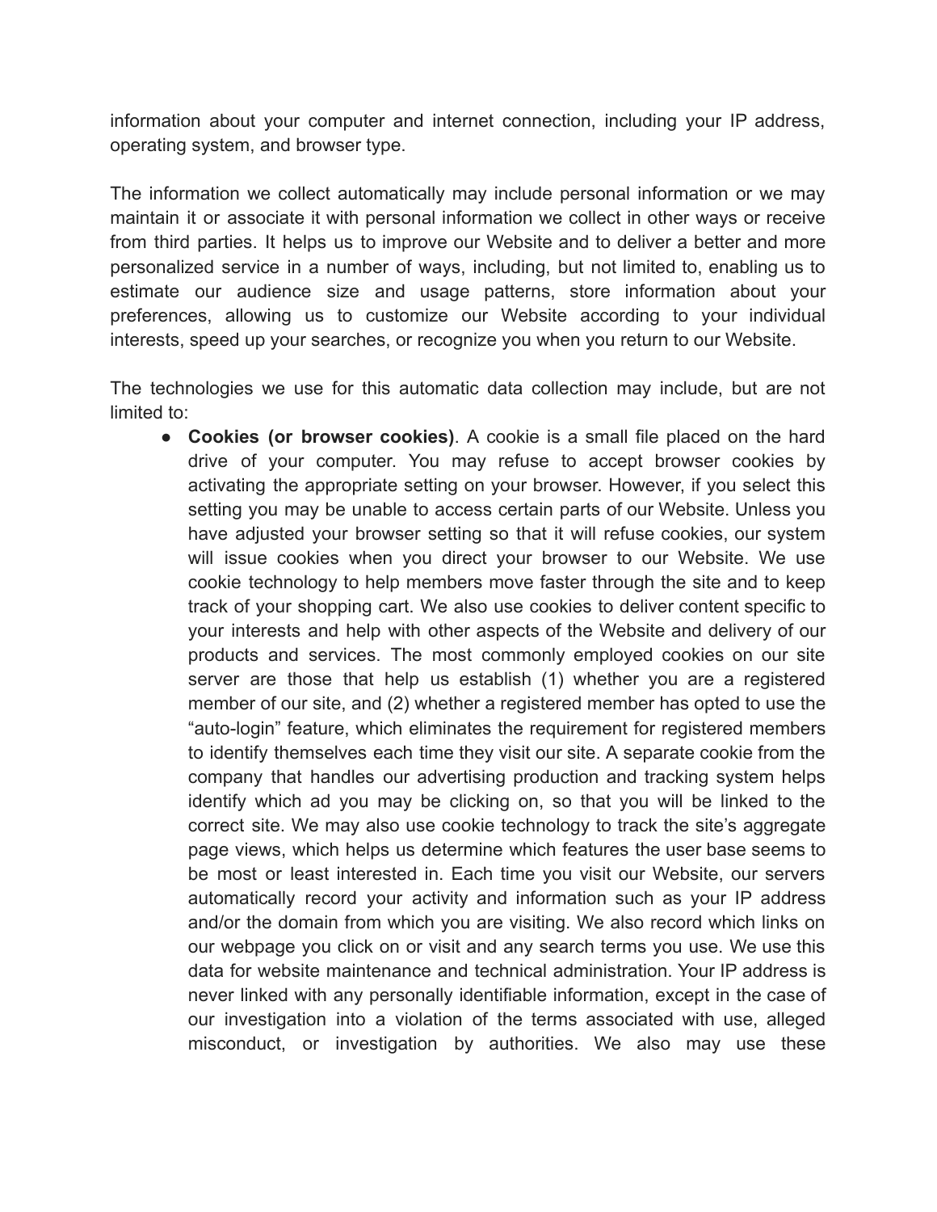information about your computer and internet connection, including your IP address, operating system, and browser type.

The information we collect automatically may include personal information or we may maintain it or associate it with personal information we collect in other ways or receive from third parties. It helps us to improve our Website and to deliver a better and more personalized service in a number of ways, including, but not limited to, enabling us to estimate our audience size and usage patterns, store information about your preferences, allowing us to customize our Website according to your individual interests, speed up your searches, or recognize you when you return to our Website.

The technologies we use for this automatic data collection may include, but are not limited to:

- **Cookies (or browser cookies)**. A cookie is a small file placed on the hard drive of your computer. You may refuse to accept browser cookies by activating the appropriate setting on your browser. However, if you select this setting you may be unable to access certain parts of our Website. Unless you have adjusted your browser setting so that it will refuse cookies, our system will issue cookies when you direct your browser to our Website. We use cookie technology to help members move faster through the site and to keep track of your shopping cart. We also use cookies to deliver content specific to your interests and help with other aspects of the Website and delivery of our products and services. The most commonly employed cookies on our site server are those that help us establish (1) whether you are a registered member of our site, and (2) whether a registered member has opted to use the "auto-login" feature, which eliminates the requirement for registered members to identify themselves each time they visit our site. A separate cookie from the company that handles our advertising production and tracking system helps identify which ad you may be clicking on, so that you will be linked to the correct site. We may also use cookie technology to track the site's aggregate page views, which helps us determine which features the user base seems to be most or least interested in. Each time you visit our Website, our servers automatically record your activity and information such as your IP address and/or the domain from which you are visiting. We also record which links on our webpage you click on or visit and any search terms you use. We use this data for website maintenance and technical administration. Your IP address is never linked with any personally identifiable information, except in the case of our investigation into a violation of the terms associated with use, alleged misconduct, or investigation by authorities. We also may use these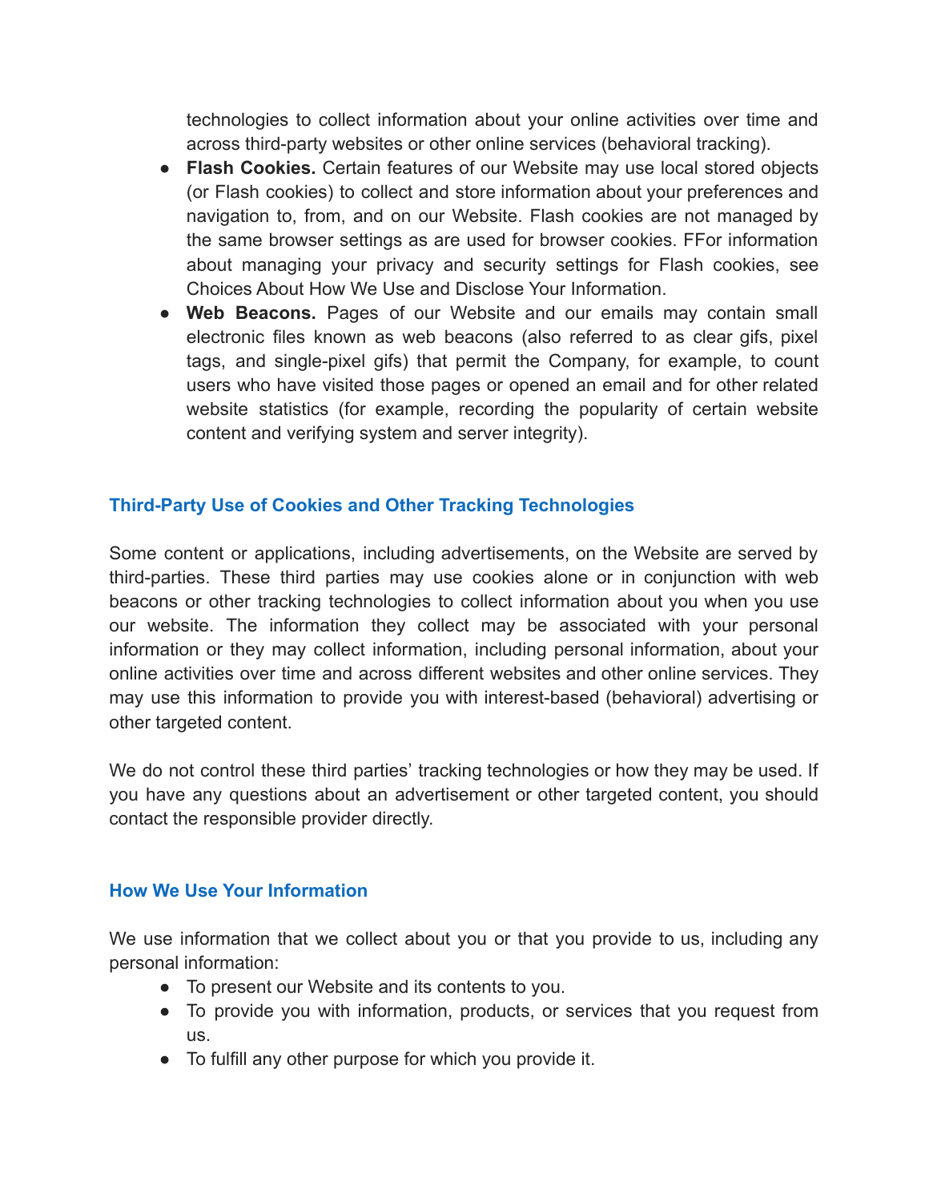technologies to collect information about your online activities over time and across third-party websites or other online services (behavioral tracking).

- **Flash Cookies.** Certain features of our Website may use local stored objects (or Flash cookies) to collect and store information about your preferences and navigation to, from, and on our Website. Flash cookies are not managed by the same browser settings as are used for browser cookies. FFor information about managing your privacy and security settings for Flash cookies, see Choices About How We Use and Disclose Your Information.
- **Web Beacons.** Pages of our Website and our emails may contain small electronic files known as web beacons (also referred to as clear gifs, pixel tags, and single-pixel gifs) that permit the Company, for example, to count users who have visited those pages or opened an email and for other related website statistics (for example, recording the popularity of certain website content and verifying system and server integrity).

## Third-Party Use of Cookies and Other Tracking Technologies

Some content or applications, including advertisements, on the Website are served by third-parties. These third parties may use cookies alone or in conjunction with web beacons or other tracking technologies to collect information about you when you use our website. The information they collect may be associated with your personal information or they may collect information, including personal information, about your online activities over time and across different websites and other online services. They may use this information to provide you with interest-based (behavioral) advertising or other targeted content.

We do not control these third parties' tracking technologies or how they may be used. If you have any questions about an advertisement or other targeted content, you should contact the responsible provider directly.

## How We Use Your Information

We use information that we collect about you or that you provide to us, including any personal information:

- To present our Website and its contents to you.
- To provide you with information, products, or services that you request from us.
- To fulfill any other purpose for which you provide it.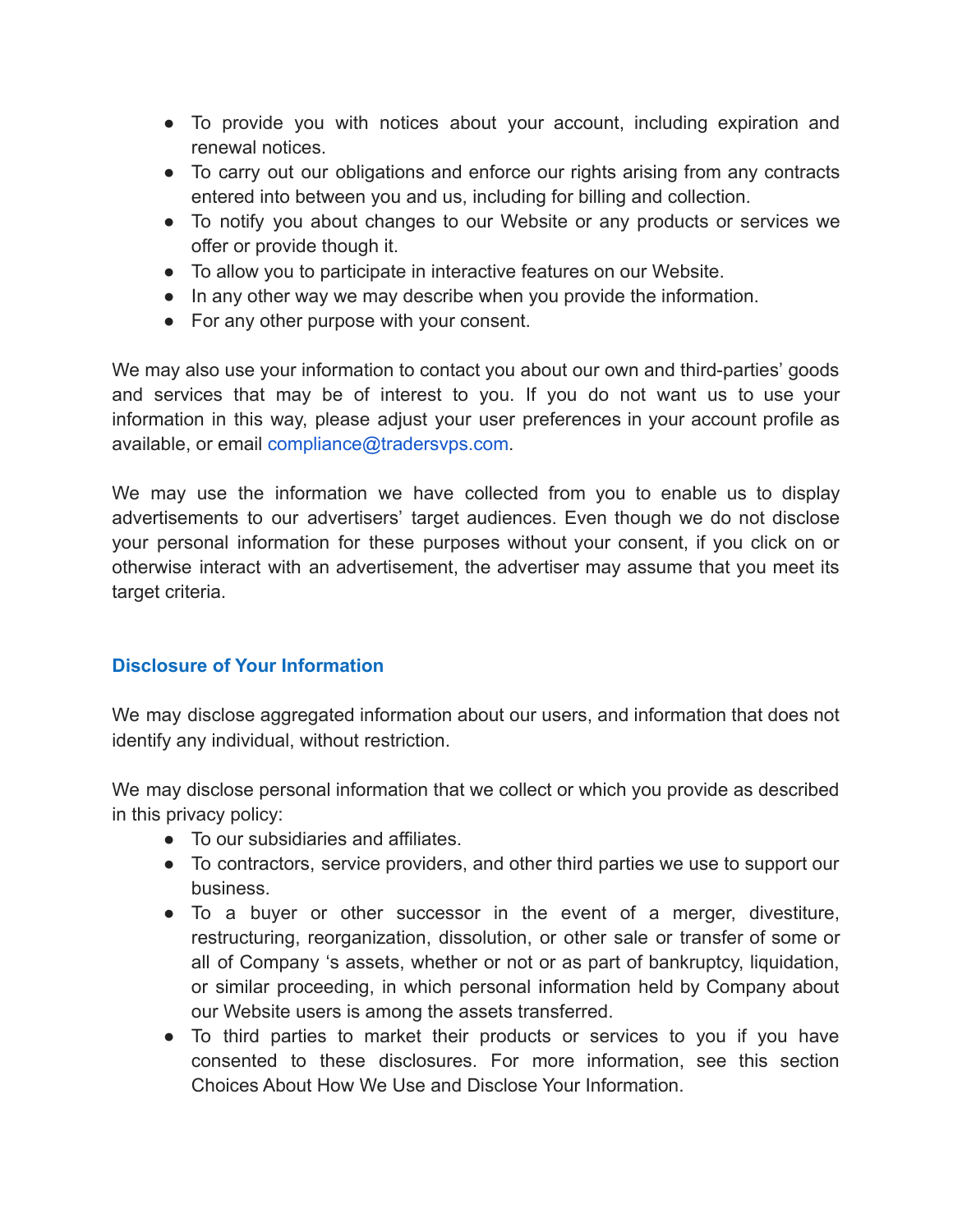- To provide you with notices about your account, including expiration and renewal notices.
- To carry out our obligations and enforce our rights arising from any contracts entered into between you and us, including for billing and collection.
- To notify you about changes to our Website or any products or services we offer or provide though it.
- To allow you to participate in interactive features on our Website.
- In any other way we may describe when you provide the information.
- For any other purpose with your consent.

We may also use your information to contact you about our own and third-parties' goods and services that may be of interest to you. If you do not want us to use your information in this way, please adjust your user preferences in your account profile as available, or email compliance@tradersvps.com.

We may use the information we have collected from you to enable us to display advertisements to our advertisers' target audiences. Even though we do not disclose your personal information for these purposes without your consent, if you click on or otherwise interact with an advertisement, the advertiser may assume that you meet its target criteria.

## Disclosure of Your Information

We may disclose aggregated information about our users, and information that does not identify any individual, without restriction.

We may disclose personal information that we collect or which you provide as described in this privacy policy:

- To our subsidiaries and affiliates.
- To contractors, service providers, and other third parties we use to support our business.
- To a buyer or other successor in the event of a merger, divestiture, restructuring, reorganization, dissolution, or other sale or transfer of some or all of Company 's assets, whether or not or as part of bankruptcy, liquidation, or similar proceeding, in which personal information held by Company about our Website users is among the assets transferred.
- To third parties to market their products or services to you if you have consented to these disclosures. For more information, see this section Choices About How We Use and Disclose Your Information.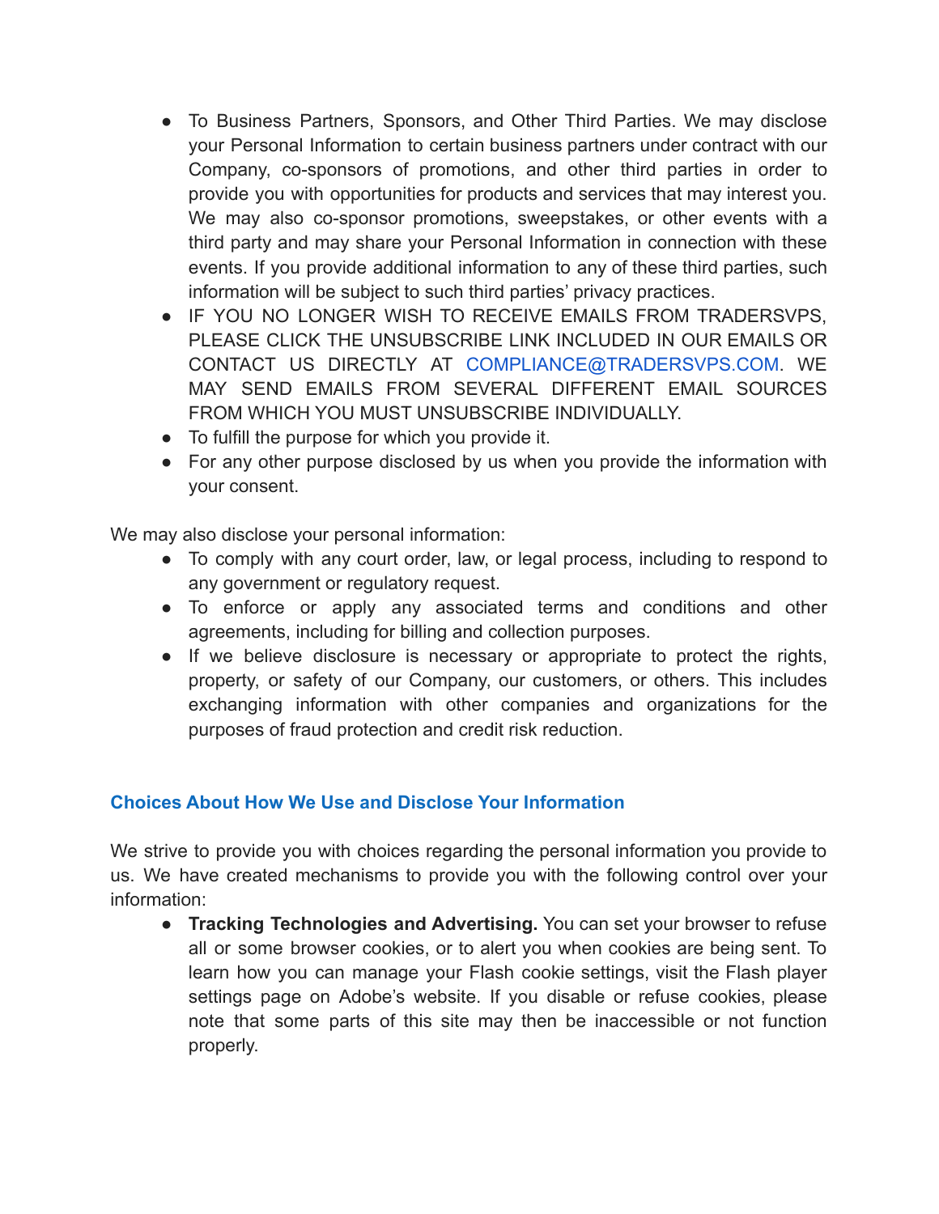- To Business Partners, Sponsors, and Other Third Parties. We may disclose your Personal Information to certain business partners under contract with our Company, co-sponsors of promotions, and other third parties in order to provide you with opportunities for products and services that may interest you. We may also co-sponsor promotions, sweepstakes, or other events with a third party and may share your Personal Information in connection with these events. If you provide additional information to any of these third parties, such information will be subject to such third parties' privacy practices.
- IF YOU NO LONGER WISH TO RECEIVE EMAILS FROM TRADERSVPS, PLEASE CLICK THE UNSUBSCRIBE LINK INCLUDED IN OUR EMAILS OR CONTACT US DIRECTLY AT COMPLIANCE@TRADERSVPS.COM. WE MAY SEND EMAILS FROM SEVERAL DIFFERENT EMAIL SOURCES FROM WHICH YOU MUST UNSUBSCRIBE INDIVIDUALLY.
- To fulfill the purpose for which you provide it.
- For any other purpose disclosed by us when you provide the information with your consent.

We may also disclose your personal information:

- To comply with any court order, law, or legal process, including to respond to any government or regulatory request.
- To enforce or apply any associated terms and conditions and other agreements, including for billing and collection purposes.
- If we believe disclosure is necessary or appropriate to protect the rights, property, or safety of our Company, our customers, or others. This includes exchanging information with other companies and organizations for the purposes of fraud protection and credit risk reduction.

## Choices About How We Use and Disclose Your Information

We strive to provide you with choices regarding the personal information you provide to us. We have created mechanisms to provide you with the following control over your information:

- **Tracking Technologies and Advertising.** You can set your browser to refuse all or some browser cookies, or to alert you when cookies are being sent. To learn how you can manage your Flash cookie settings, visit the Flash player settings page on Adobe's website. If you disable or refuse cookies, please note that some parts of this site may then be inaccessible or not function properly.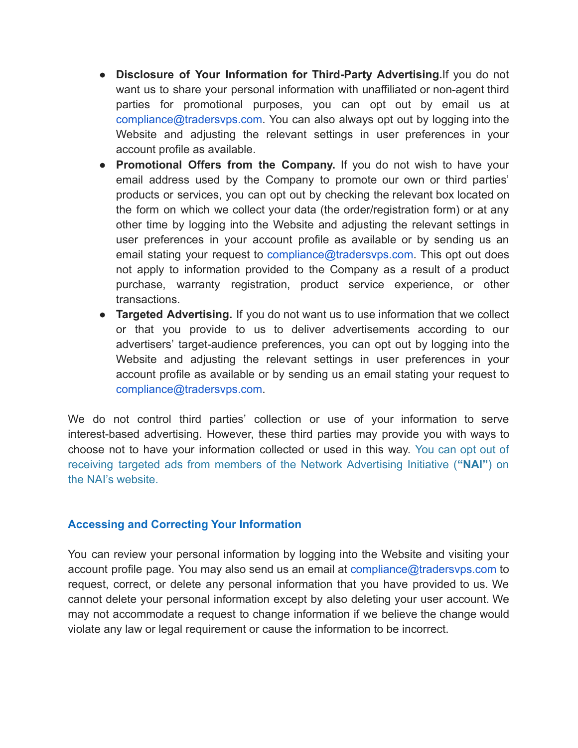- **Disclosure of Your Information for Third-Party Advertising.**If you do not want us to share your personal information with unaffiliated or non-agent third parties for promotional purposes, you can opt out by email us at compliance@tradersvps.com. You can also always opt out by logging into the Website and adjusting the relevant settings in user preferences in your account profile as available.
- **Promotional Offers from the Company.** If you do not wish to have your email address used by the Company to promote our own or third parties' products or services, you can opt out by checking the relevant box located on the form on which we collect your data (the order/registration form) or at any other time by logging into the Website and adjusting the relevant settings in user preferences in your account profile as available or by sending us an email stating your request to compliance@tradersvps.com. This opt out does not apply to information provided to the Company as a result of a product purchase, warranty registration, product service experience, or other transactions.
- **Targeted Advertising.** If you do not want us to use information that we collect or that you provide to us to deliver advertisements according to our advertisers' target-audience preferences, you can opt out by logging into the Website and adjusting the relevant settings in user preferences in your account profile as available or by sending us an email stating your request to compliance@tradersvps.com.

We do not control third parties' collection or use of your information to serve interest-based advertising. However, these third parties may provide you with ways to choose not to have your information collected or used in this way. You can opt out of receiving targeted ads from members of the Network Advertising Initiative (**"NAI"**) on the NAI's website.

## Accessing and Correcting Your Information

You can review your personal information by logging into the Website and visiting your account profile page. You may also send us an email at compliance@tradersvps.com to request, correct, or delete any personal information that you have provided to us. We cannot delete your personal information except by also deleting your user account. We may not accommodate a request to change information if we believe the change would violate any law or legal requirement or cause the information to be incorrect.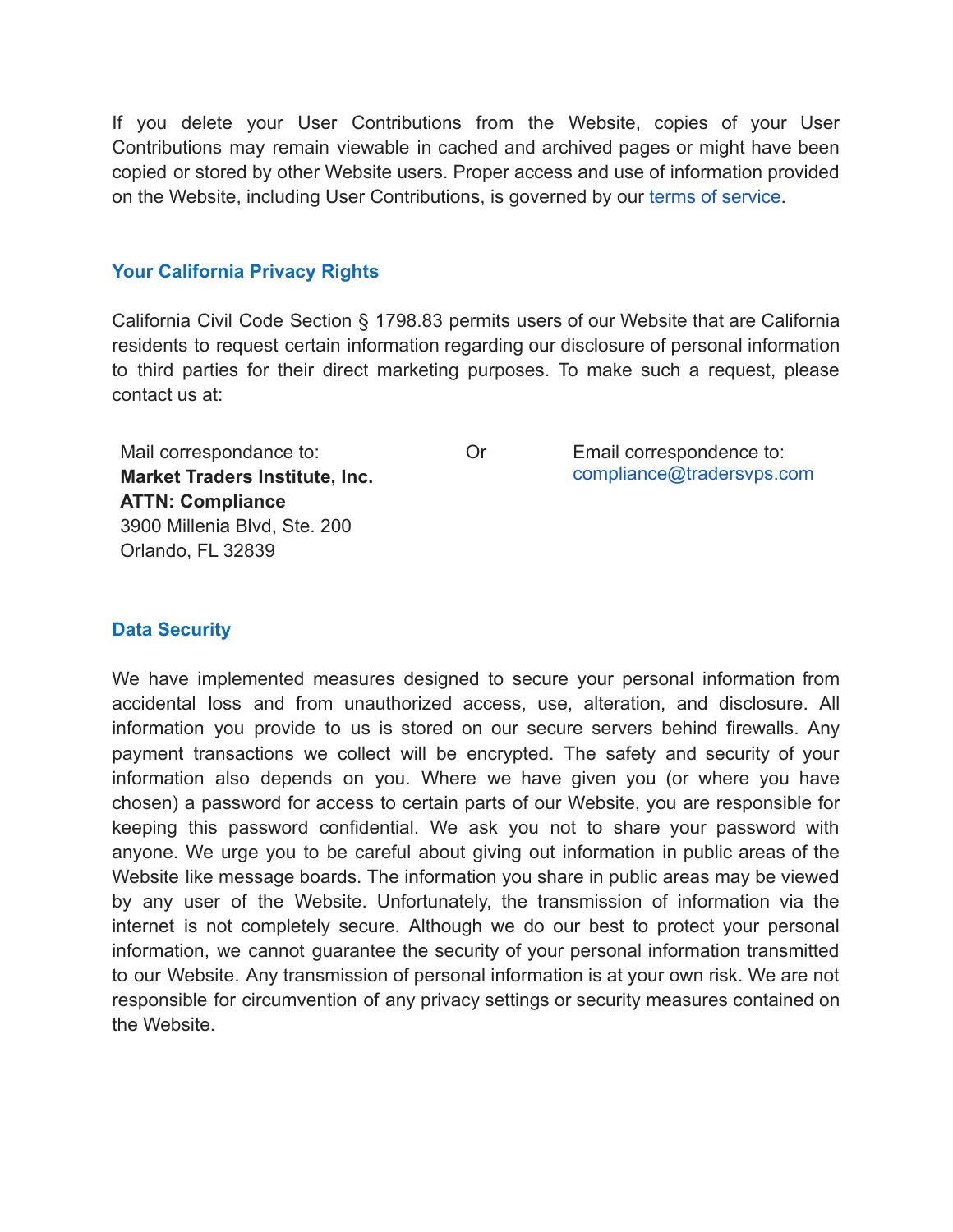If you delete your User Contributions from the Website, copies of your User Contributions may remain viewable in cached and archived pages or might have been copied or stored by other Website users. Proper access and use of information provided on the Website, including User Contributions, is governed by our terms of service.

## Your California Privacy Rights

California Civil Code Section § 1798.83 permits users of our Website that are California residents to request certain information regarding our disclosure of personal information to third parties for their direct marketing purposes. To make such a request, please contact us at:

Mail correspondance to:
**Market Traders Institute, Inc.**
**ATTN: Compliance**
3900 Millenia Blvd, Ste. 200
Orlando, FL 32839

Or

Email correspondence to:
compliance@tradersvps.com

## Data Security

We have implemented measures designed to secure your personal information from accidental loss and from unauthorized access, use, alteration, and disclosure. All information you provide to us is stored on our secure servers behind firewalls. Any payment transactions we collect will be encrypted. The safety and security of your information also depends on you. Where we have given you (or where you have chosen) a password for access to certain parts of our Website, you are responsible for keeping this password confidential. We ask you not to share your password with anyone. We urge you to be careful about giving out information in public areas of the Website like message boards. The information you share in public areas may be viewed by any user of the Website. Unfortunately, the transmission of information via the internet is not completely secure. Although we do our best to protect your personal information, we cannot guarantee the security of your personal information transmitted to our Website. Any transmission of personal information is at your own risk. We are not responsible for circumvention of any privacy settings or security measures contained on the Website.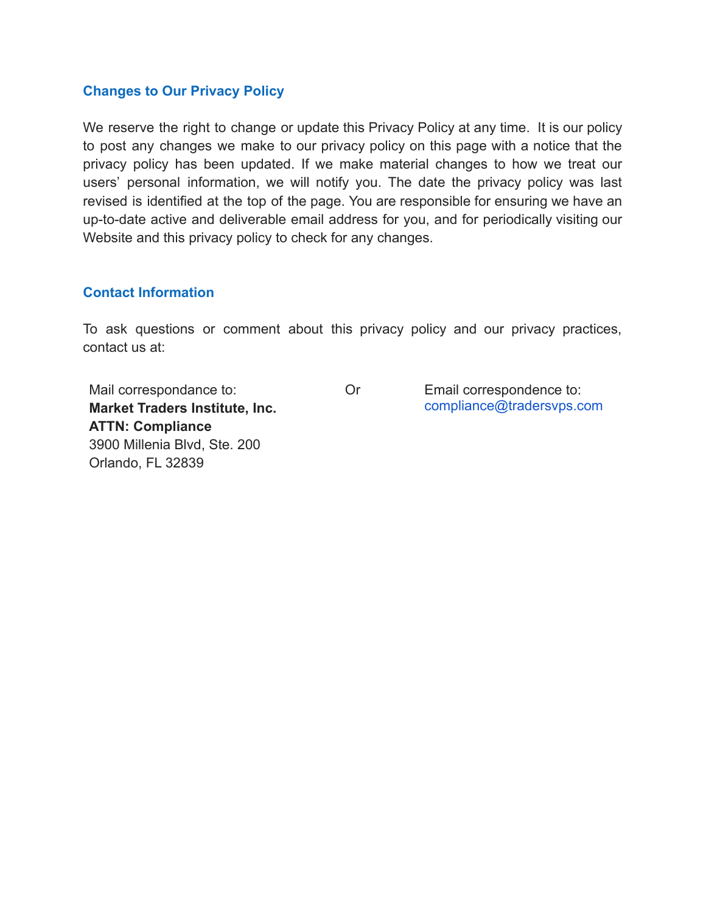## Changes to Our Privacy Policy

We reserve the right to change or update this Privacy Policy at any time. It is our policy to post any changes we make to our privacy policy on this page with a notice that the privacy policy has been updated. If we make material changes to how we treat our users' personal information, we will notify you. The date the privacy policy was last revised is identified at the top of the page. You are responsible for ensuring we have an up-to-date active and deliverable email address for you, and for periodically visiting our Website and this privacy policy to check for any changes.

## Contact Information

To ask questions or comment about this privacy policy and our privacy practices, contact us at:

Mail correspondance to:
**Market Traders Institute, Inc.**
**ATTN: Compliance**
3900 Millenia Blvd, Ste. 200
Orlando, FL 32839

Or

Email correspondence to:
compliance@tradersvps.com